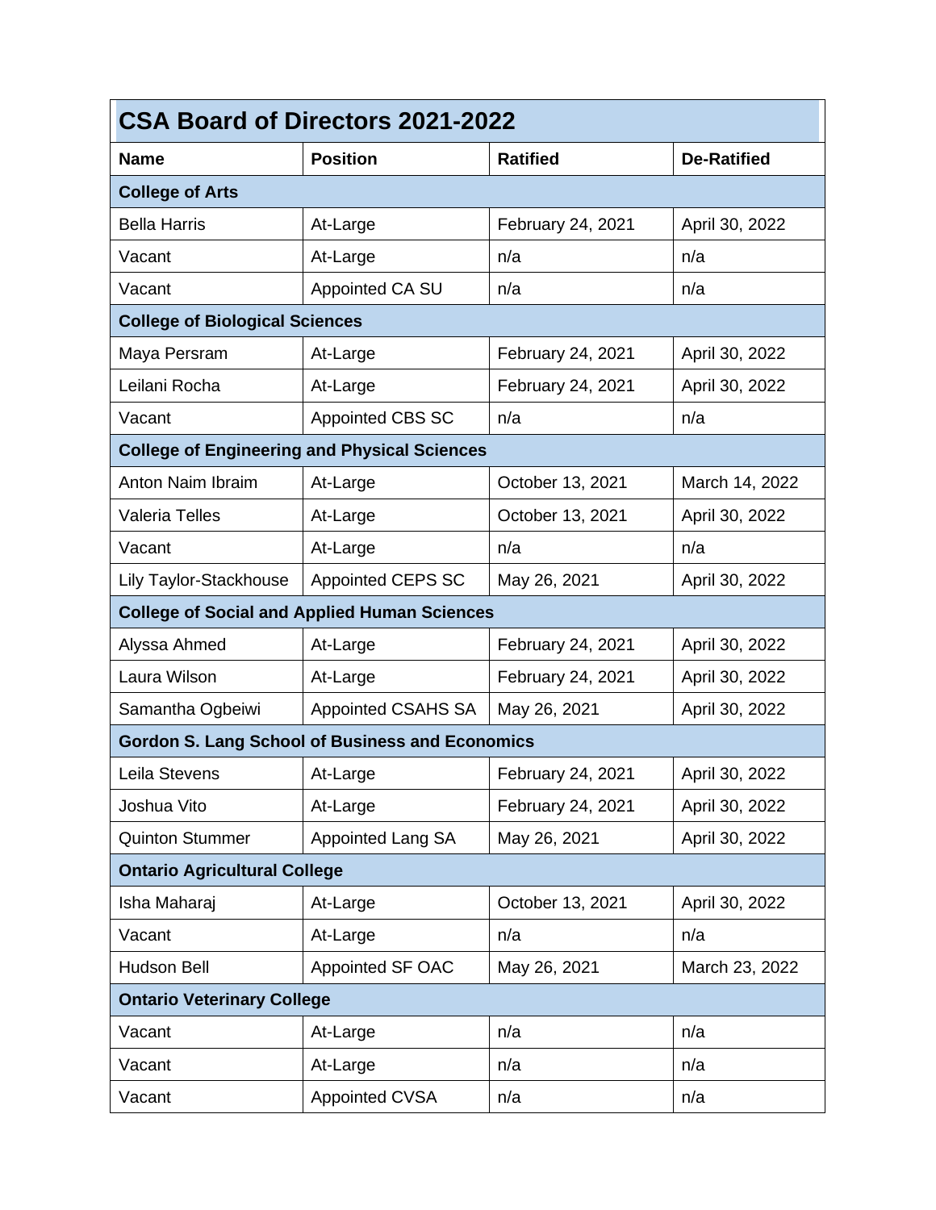| CSA Board of Directors 2021-2022 | | | |
|---|---|---|---|
| **Name** | **Position** | **Ratified** | **De-Ratified** |
| **College of Arts** | | | |
| Bella Harris | At-Large | February 24, 2021 | April 30, 2022 |
| Vacant | At-Large | n/a | n/a |
| Vacant | Appointed CA SU | n/a | n/a |
| **College of Biological Sciences** | | | |
| Maya Persram | At-Large | February 24, 2021 | April 30, 2022 |
| Leilani Rocha | At-Large | February 24, 2021 | April 30, 2022 |
| Vacant | Appointed CBS SC | n/a | n/a |
| **College of Engineering and Physical Sciences** | | | |
| Anton Naim Ibraim | At-Large | October 13, 2021 | March 14, 2022 |
| Valeria Telles | At-Large | October 13, 2021 | April 30, 2022 |
| Vacant | At-Large | n/a | n/a |
| Lily Taylor-Stackhouse | Appointed CEPS SC | May 26, 2021 | April 30, 2022 |
| **College of Social and Applied Human Sciences** | | | |
| Alyssa Ahmed | At-Large | February 24, 2021 | April 30, 2022 |
| Laura Wilson | At-Large | February 24, 2021 | April 30, 2022 |
| Samantha Ogbeiwi | Appointed CSAHS SA | May 26, 2021 | April 30, 2022 |
| **Gordon S. Lang School of Business and Economics** | | | |
| Leila Stevens | At-Large | February 24, 2021 | April 30, 2022 |
| Joshua Vito | At-Large | February 24, 2021 | April 30, 2022 |
| Quinton Stummer | Appointed Lang SA | May 26, 2021 | April 30, 2022 |
| **Ontario Agricultural College** | | | |
| Isha Maharaj | At-Large | October 13, 2021 | April 30, 2022 |
| Vacant | At-Large | n/a | n/a |
| Hudson Bell | Appointed SF OAC | May 26, 2021 | March 23, 2022 |
| **Ontario Veterinary College** | | | |
| Vacant | At-Large | n/a | n/a |
| Vacant | At-Large | n/a | n/a |
| Vacant | Appointed CVSA | n/a | n/a |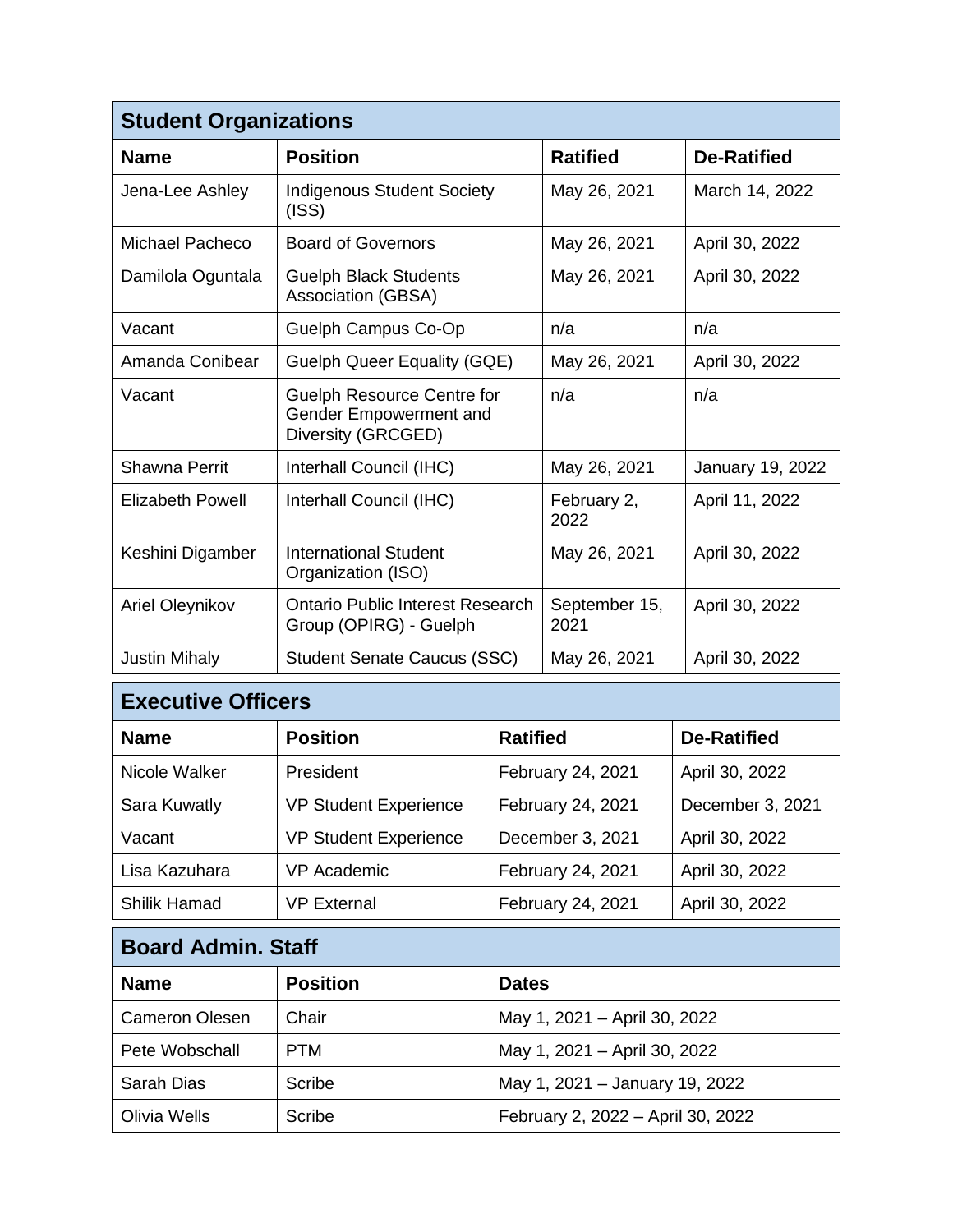| Student Organizations | | | |
|---|---|---|---|
| **Name** | **Position** | **Ratified** | **De-Ratified** |
| Jena-Lee Ashley | Indigenous Student Society (ISS) | May 26, 2021 | March 14, 2022 |
| Michael Pacheco | Board of Governors | May 26, 2021 | April 30, 2022 |
| Damilola Oguntala | Guelph Black Students Association (GBSA) | May 26, 2021 | April 30, 2022 |
| Vacant | Guelph Campus Co-Op | n/a | n/a |
| Amanda Conibear | Guelph Queer Equality (GQE) | May 26, 2021 | April 30, 2022 |
| Vacant | Guelph Resource Centre for Gender Empowerment and Diversity (GRCGED) | n/a | n/a |
| Shawna Perrit | Interhall Council (IHC) | May 26, 2021 | January 19, 2022 |
| Elizabeth Powell | Interhall Council (IHC) | February 2, 2022 | April 11, 2022 |
| Keshini Digamber | International Student Organization (ISO) | May 26, 2021 | April 30, 2022 |
| Ariel Oleynikov | Ontario Public Interest Research Group (OPIRG) - Guelph | September 15, 2021 | April 30, 2022 |
| Justin Mihaly | Student Senate Caucus (SSC) | May 26, 2021 | April 30, 2022 |

| Executive Officers | | | |
|---|---|---|---|
| **Name** | **Position** | **Ratified** | **De-Ratified** |
| Nicole Walker | President | February 24, 2021 | April 30, 2022 |
| Sara Kuwatly | VP Student Experience | February 24, 2021 | December 3, 2021 |
| Vacant | VP Student Experience | December 3, 2021 | April 30, 2022 |
| Lisa Kazuhara | VP Academic | February 24, 2021 | April 30, 2022 |
| Shilik Hamad | VP External | February 24, 2021 | April 30, 2022 |

| Board Admin. Staff | | |
|---|---|---|
| **Name** | **Position** | **Dates** |
| Cameron Olesen | Chair | May 1, 2021 – April 30, 2022 |
| Pete Wobschall | PTM | May 1, 2021 – April 30, 2022 |
| Sarah Dias | Scribe | May 1, 2021 – January 19, 2022 |
| Olivia Wells | Scribe | February 2, 2022 – April 30, 2022 |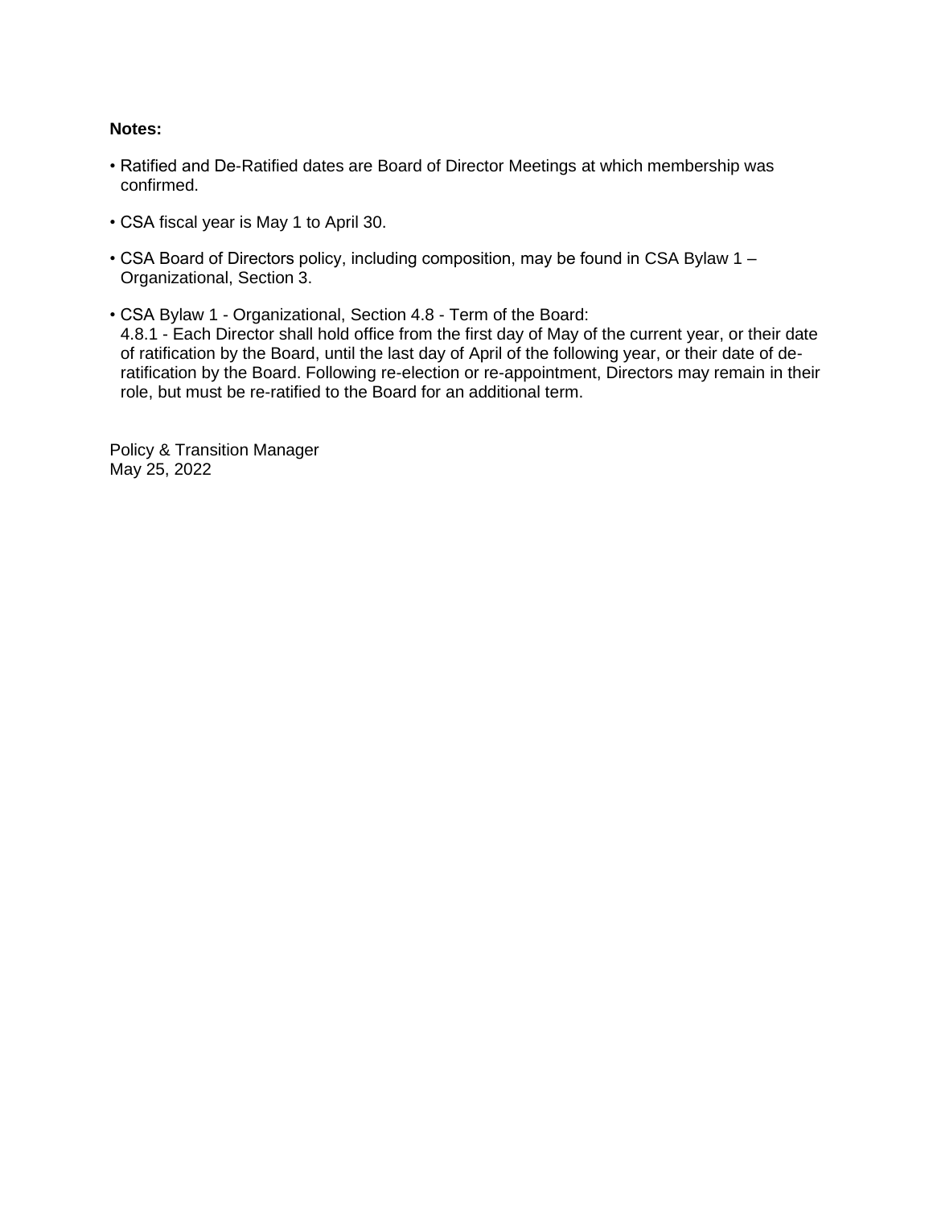**Notes:**

- Ratified and De-Ratified dates are Board of Director Meetings at which membership was confirmed.
- CSA fiscal year is May 1 to April 30.
- CSA Board of Directors policy, including composition, may be found in CSA Bylaw 1 – Organizational, Section 3.
- CSA Bylaw 1 - Organizational, Section 4.8 - Term of the Board:
  4.8.1 - Each Director shall hold office from the first day of May of the current year, or their date of ratification by the Board, until the last day of April of the following year, or their date of de-ratification by the Board. Following re-election or re-appointment, Directors may remain in their role, but must be re-ratified to the Board for an additional term.

Policy & Transition Manager
May 25, 2022